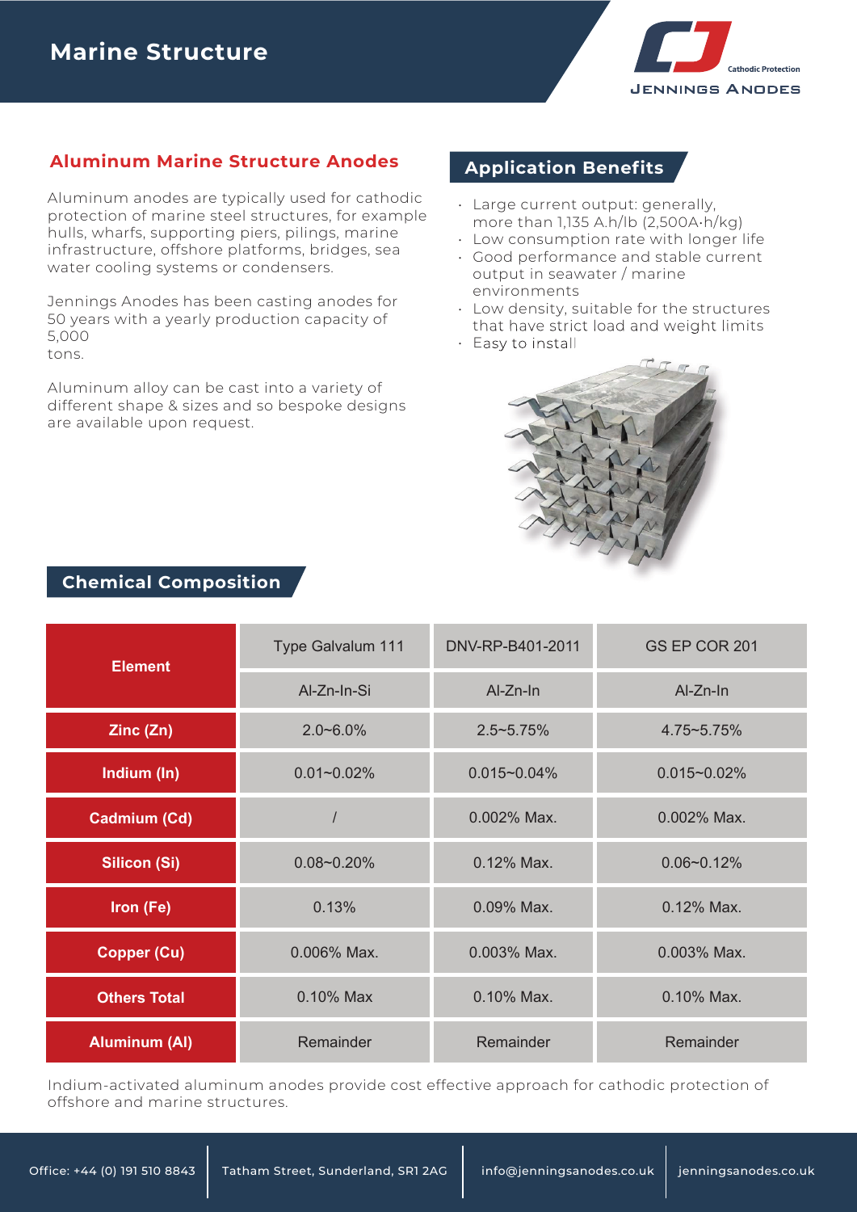# Marine Structure

Cathodic Protection
JENNINGS ANODES

## Aluminum Marine Structure Anodes

Aluminum anodes are typically used for cathodic protection of marine steel structures, for example hulls, wharfs, supporting piers, pilings, marine infrastructure, offshore platforms, bridges, sea water cooling systems or condensers.

Jennings Anodes has been casting anodes for 50 years with a yearly production capacity of 5,000 tons.

Aluminum alloy can be cast into a variety of different shape & sizes and so bespoke designs are available upon request.

## Application Benefits

- Large current output: generally, more than 1,135 A.h/lb (2,500A·h/kg)
- Low consumption rate with longer life
- Good performance and stable current output in seawater / marine environments
- Low density, suitable for the structures that have strict load and weight limits
- Easy to install

## Chemical Composition

| Element | Type Galvalum 111 | DNV-RP-B401-2011 | GS EP COR 201 |
|---|---|---|---|
| | Al-Zn-In-Si | Al-Zn-In | Al-Zn-In |
| Zinc (Zn) | 2.0~6.0% | 2.5~5.75% | 4.75~5.75% |
| Indium (In) | 0.01~0.02% | 0.015~0.04% | 0.015~0.02% |
| Cadmium (Cd) | / | 0.002% Max. | 0.002% Max. |
| Silicon (Si) | 0.08~0.20% | 0.12% Max. | 0.06~0.12% |
| Iron (Fe) | 0.13% | 0.09% Max. | 0.12% Max. |
| Copper (Cu) | 0.006% Max. | 0.003% Max. | 0.003% Max. |
| Others Total | 0.10% Max | 0.10% Max. | 0.10% Max. |
| Aluminum (Al) | Remainder | Remainder | Remainder |

Indium-activated aluminum anodes provide cost effective approach for cathodic protection of offshore and marine structures.

Office: +44 (0) 191 510 8843 | Tatham Street, Sunderland, SR1 2AG | info@jenningsanodes.co.uk | jenningsanodes.co.uk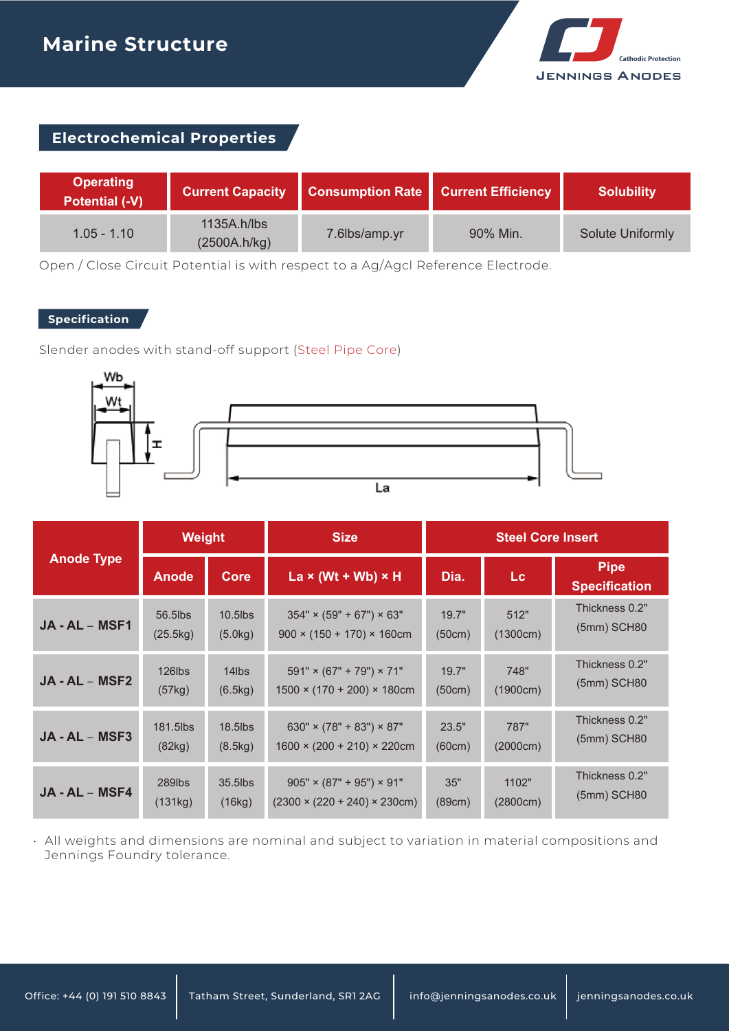# Marine Structure

## Electrochemical Properties

| Operating Potential (-V) | Current Capacity | Consumption Rate | Current Efficiency | Solubility |
|---|---|---|---|---|
| 1.05 - 1.10 | 1135A.h/lbs (2500A.h/kg) | 7.6lbs/amp.yr | 90% Min. | Solute Uniformly |

Open / Close Circuit Potential is with respect to a Ag/Agcl Reference Electrode.

### Specification

Slender anodes with stand-off support (Steel Pipe Core)

| Anode Type | Weight | | Size | Steel Core Insert | | |
|---|---|---|---|---|---|---|
| | Anode | Core | La × (Wt + Wb) × H | Dia. | Lc | Pipe Specification |
| JA - AL – MSF1 | 56.5lbs (25.5kg) | 10.5lbs (5.0kg) | 354" × (59" + 67") × 63" 900 × (150 + 170) × 160cm | 19.7" (50cm) | 512" (1300cm) | Thickness 0.2" (5mm) SCH80 |
| JA - AL – MSF2 | 126lbs (57kg) | 14lbs (6.5kg) | 591" × (67" + 79") × 71" 1500 × (170 + 200) × 180cm | 19.7" (50cm) | 748" (1900cm) | Thickness 0.2" (5mm) SCH80 |
| JA - AL – MSF3 | 181.5lbs (82kg) | 18.5lbs (8.5kg) | 630" × (78" + 83") × 87" 1600 × (200 + 210) × 220cm | 23.5" (60cm) | 787" (2000cm) | Thickness 0.2" (5mm) SCH80 |
| JA - AL – MSF4 | 289lbs (131kg) | 35.5lbs (16kg) | 905" × (87" + 95") × 91" (2300 × (220 + 240) × 230cm) | 35" (89cm) | 1102" (2800cm) | Thickness 0.2" (5mm) SCH80 |

- All weights and dimensions are nominal and subject to variation in material compositions and Jennings Foundry tolerance.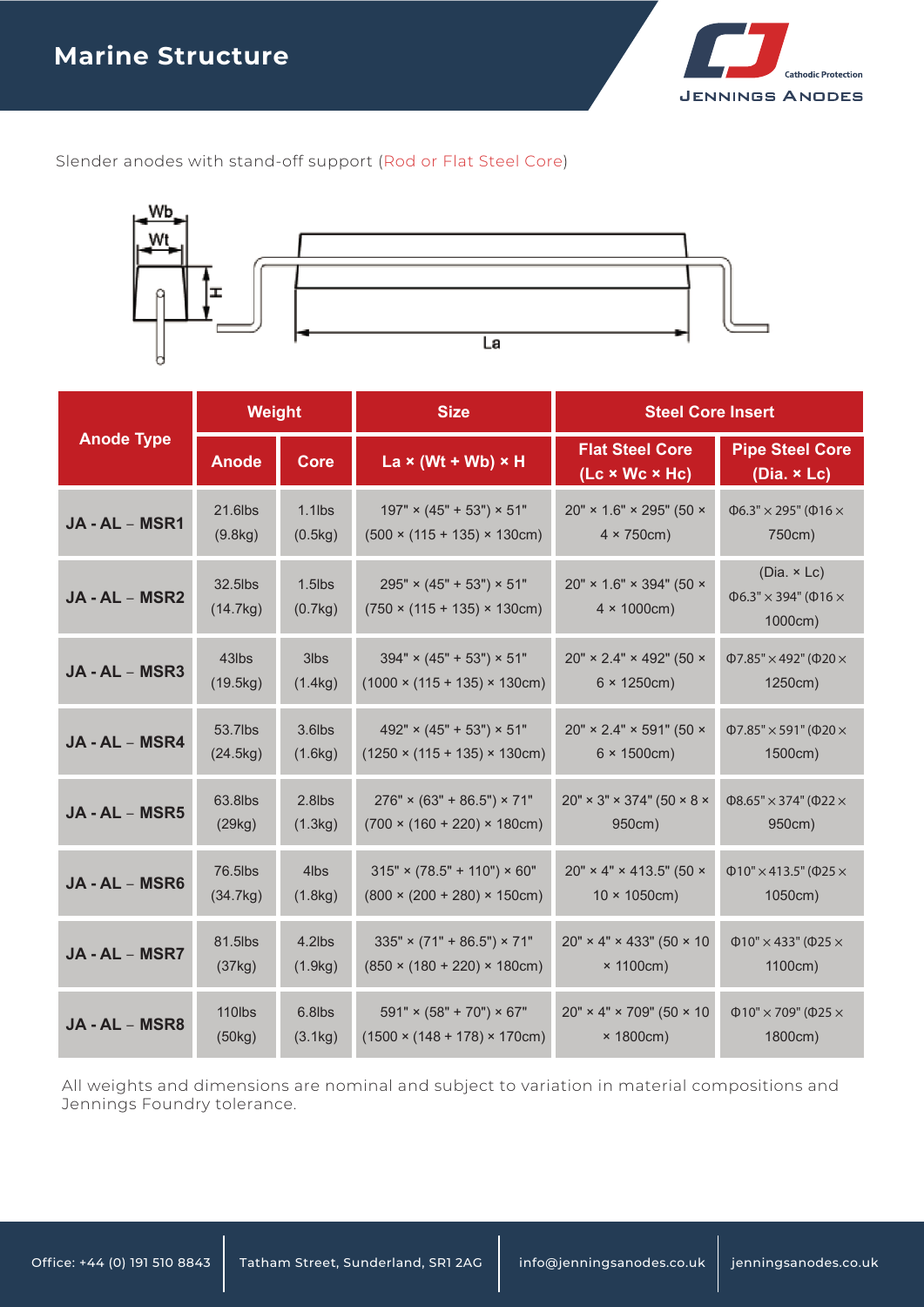# Marine Structure

Slender anodes with stand-off support (Rod or Flat Steel Core)

Wb
Wt
H
La

| Anode Type | Weight | | Size | Steel Core Insert | |
|---|---|---|---|---|---|
| | Anode | Core | La × (Wt + Wb) × H | Flat Steel Core (Lc × Wc × Hc) | Pipe Steel Core (Dia. × Lc) |
| JA - AL – MSR1 | 21.6lbs (9.8kg) | 1.1lbs (0.5kg) | 197" × (45" + 53") × 51" (500 × (115 + 135) × 130cm) | 20" × 1.6" × 295" (50 × 4 × 750cm) | Φ6.3" × 295" (Φ16 × 750cm) |
| JA - AL – MSR2 | 32.5lbs (14.7kg) | 1.5lbs (0.7kg) | 295" × (45" + 53") × 51" (750 × (115 + 135) × 130cm) | 20" × 1.6" × 394" (50 × 4 × 1000cm) | (Dia. × Lc) Φ6.3" × 394" (Φ16 × 1000cm) |
| JA - AL – MSR3 | 43lbs (19.5kg) | 3lbs (1.4kg) | 394" × (45" + 53") × 51" (1000 × (115 + 135) × 130cm) | 20" × 2.4" × 492" (50 × 6 × 1250cm) | Φ7.85" × 492" (Φ20 × 1250cm) |
| JA - AL – MSR4 | 53.7lbs (24.5kg) | 3.6lbs (1.6kg) | 492" × (45" + 53") × 51" (1250 × (115 + 135) × 130cm) | 20" × 2.4" × 591" (50 × 6 × 1500cm) | Φ7.85" × 591" (Φ20 × 1500cm) |
| JA - AL – MSR5 | 63.8lbs (29kg) | 2.8lbs (1.3kg) | 276" × (63" + 86.5") × 71" (700 × (160 + 220) × 180cm) | 20" × 3" × 374" (50 × 8 × 950cm) | Φ8.65" × 374" (Φ22 × 950cm) |
| JA - AL – MSR6 | 76.5lbs (34.7kg) | 4lbs (1.8kg) | 315" × (78.5" + 110") × 60" (800 × (200 + 280) × 150cm) | 20" × 4" × 413.5" (50 × 10 × 1050cm) | Φ10" × 413.5" (Φ25 × 1050cm) |
| JA - AL – MSR7 | 81.5lbs (37kg) | 4.2lbs (1.9kg) | 335" × (71" + 86.5") × 71" (850 × (180 + 220) × 180cm) | 20" × 4" × 433" (50 × 10 × 1100cm) | Φ10" × 433" (Φ25 × 1100cm) |
| JA - AL – MSR8 | 110lbs (50kg) | 6.8lbs (3.1kg) | 591" × (58" + 70") × 67" (1500 × (148 + 178) × 170cm) | 20" × 4" × 709" (50 × 10 × 1800cm) | Φ10" × 709" (Φ25 × 1800cm) |

All weights and dimensions are nominal and subject to variation in material compositions and Jennings Foundry tolerance.